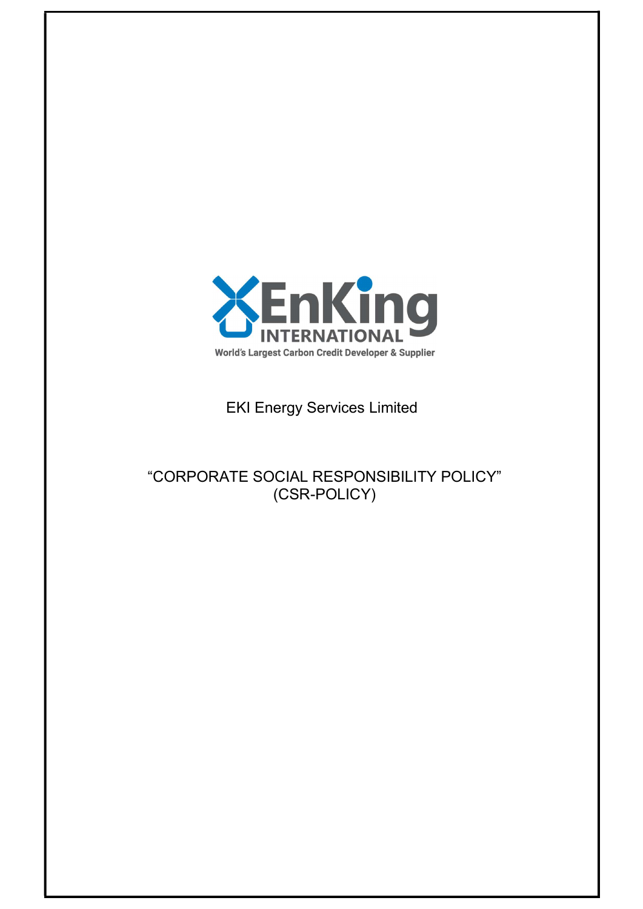EnKing INTERNATIONAL

World's Largest Carbon Credit Developer & Supplier

EKI Energy Services Limited

# "CORPORATE SOCIAL RESPONSIBILITY POLICY" (CSR-POLICY)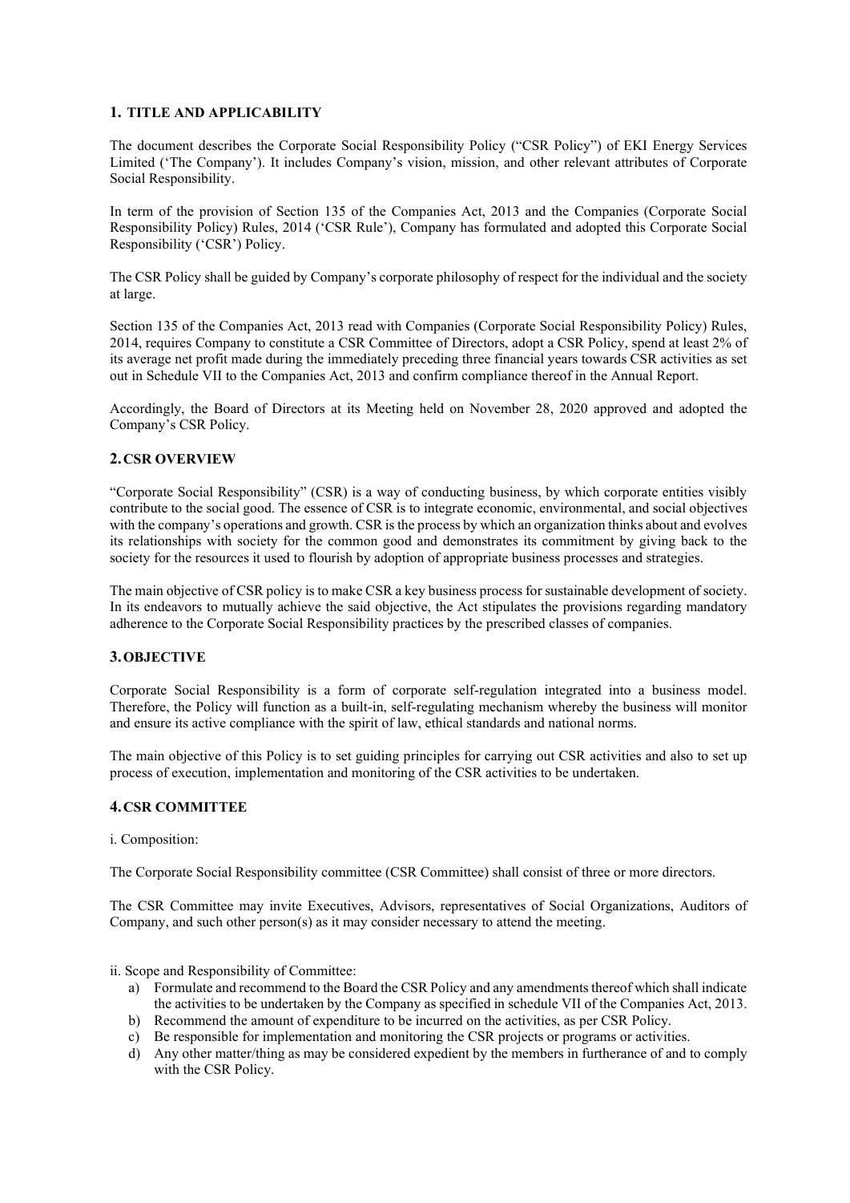## 1. TITLE AND APPLICABILITY

The document describes the Corporate Social Responsibility Policy ("CSR Policy") of EKI Energy Services Limited ('The Company'). It includes Company's vision, mission, and other relevant attributes of Corporate Social Responsibility.

In term of the provision of Section 135 of the Companies Act, 2013 and the Companies (Corporate Social Responsibility Policy) Rules, 2014 ('CSR Rule'), Company has formulated and adopted this Corporate Social Responsibility ('CSR') Policy.

The CSR Policy shall be guided by Company's corporate philosophy of respect for the individual and the society at large.

Section 135 of the Companies Act, 2013 read with Companies (Corporate Social Responsibility Policy) Rules, 2014, requires Company to constitute a CSR Committee of Directors, adopt a CSR Policy, spend at least 2% of its average net profit made during the immediately preceding three financial years towards CSR activities as set out in Schedule VII to the Companies Act, 2013 and confirm compliance thereof in the Annual Report.

Accordingly, the Board of Directors at its Meeting held on November 28, 2020 approved and adopted the Company's CSR Policy.

## 2. CSR OVERVIEW

"Corporate Social Responsibility" (CSR) is a way of conducting business, by which corporate entities visibly contribute to the social good. The essence of CSR is to integrate economic, environmental, and social objectives with the company's operations and growth. CSR is the process by which an organization thinks about and evolves its relationships with society for the common good and demonstrates its commitment by giving back to the society for the resources it used to flourish by adoption of appropriate business processes and strategies.

The main objective of CSR policy is to make CSR a key business process for sustainable development of society. In its endeavors to mutually achieve the said objective, the Act stipulates the provisions regarding mandatory adherence to the Corporate Social Responsibility practices by the prescribed classes of companies.

## 3. OBJECTIVE

Corporate Social Responsibility is a form of corporate self-regulation integrated into a business model. Therefore, the Policy will function as a built-in, self-regulating mechanism whereby the business will monitor and ensure its active compliance with the spirit of law, ethical standards and national norms.

The main objective of this Policy is to set guiding principles for carrying out CSR activities and also to set up process of execution, implementation and monitoring of the CSR activities to be undertaken.

## 4. CSR COMMITTEE

i. Composition:

The Corporate Social Responsibility committee (CSR Committee) shall consist of three or more directors.

The CSR Committee may invite Executives, Advisors, representatives of Social Organizations, Auditors of Company, and such other person(s) as it may consider necessary to attend the meeting.

ii. Scope and Responsibility of Committee:

a) Formulate and recommend to the Board the CSR Policy and any amendments thereof which shall indicate the activities to be undertaken by the Company as specified in schedule VII of the Companies Act, 2013.
b) Recommend the amount of expenditure to be incurred on the activities, as per CSR Policy.
c) Be responsible for implementation and monitoring the CSR projects or programs or activities.
d) Any other matter/thing as may be considered expedient by the members in furtherance of and to comply with the CSR Policy.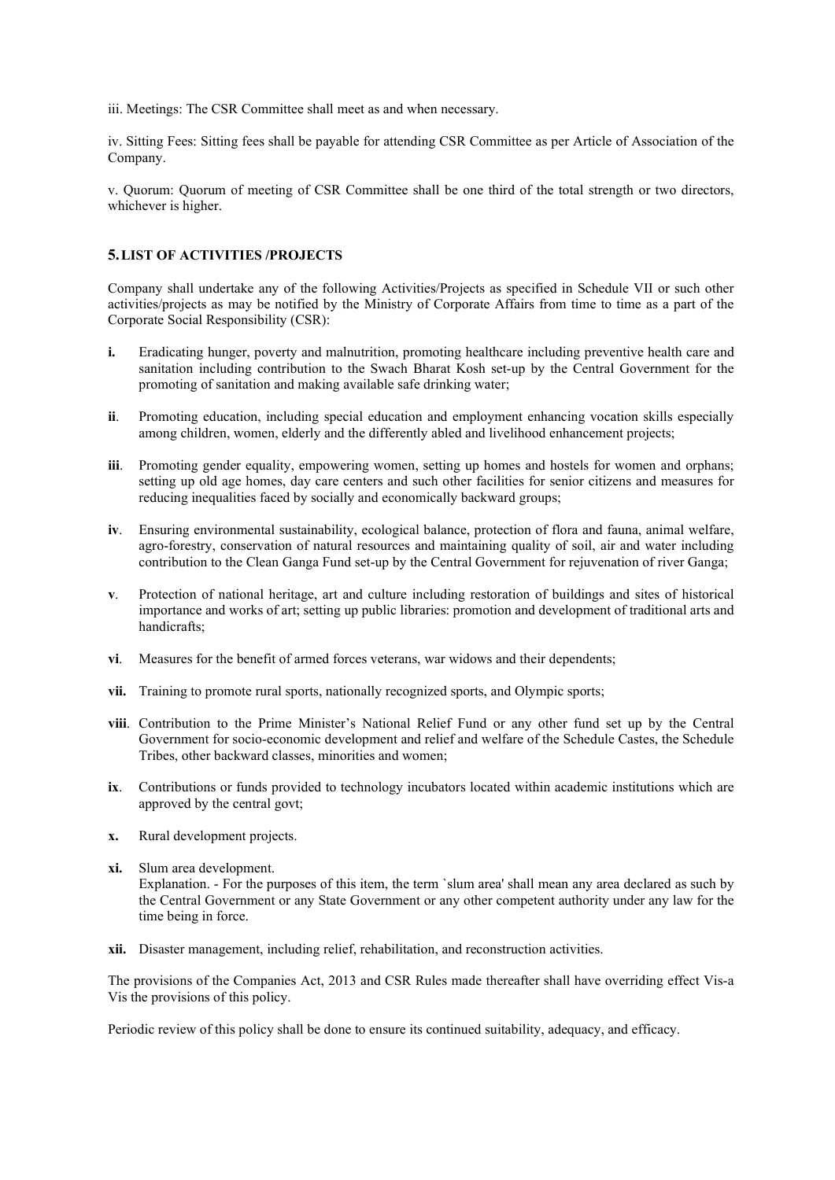iii. Meetings: The CSR Committee shall meet as and when necessary.

iv. Sitting Fees: Sitting fees shall be payable for attending CSR Committee as per Article of Association of the Company.

v. Quorum: Quorum of meeting of CSR Committee shall be one third of the total strength or two directors, whichever is higher.

## 5. LIST OF ACTIVITIES /PROJECTS

Company shall undertake any of the following Activities/Projects as specified in Schedule VII or such other activities/projects as may be notified by the Ministry of Corporate Affairs from time to time as a part of the Corporate Social Responsibility (CSR):

**i.** Eradicating hunger, poverty and malnutrition, promoting healthcare including preventive health care and sanitation including contribution to the Swach Bharat Kosh set-up by the Central Government for the promoting of sanitation and making available safe drinking water;

**ii**. Promoting education, including special education and employment enhancing vocation skills especially among children, women, elderly and the differently abled and livelihood enhancement projects;

**iii**. Promoting gender equality, empowering women, setting up homes and hostels for women and orphans; setting up old age homes, day care centers and such other facilities for senior citizens and measures for reducing inequalities faced by socially and economically backward groups;

**iv**. Ensuring environmental sustainability, ecological balance, protection of flora and fauna, animal welfare, agro-forestry, conservation of natural resources and maintaining quality of soil, air and water including contribution to the Clean Ganga Fund set-up by the Central Government for rejuvenation of river Ganga;

**v**. Protection of national heritage, art and culture including restoration of buildings and sites of historical importance and works of art; setting up public libraries: promotion and development of traditional arts and handicrafts;

**vi**. Measures for the benefit of armed forces veterans, war widows and their dependents;

**vii.** Training to promote rural sports, nationally recognized sports, and Olympic sports;

**viii**. Contribution to the Prime Minister's National Relief Fund or any other fund set up by the Central Government for socio-economic development and relief and welfare of the Schedule Castes, the Schedule Tribes, other backward classes, minorities and women;

**ix**. Contributions or funds provided to technology incubators located within academic institutions which are approved by the central govt;

**x.** Rural development projects.

**xi.** Slum area development.
Explanation. - For the purposes of this item, the term `slum area' shall mean any area declared as such by the Central Government or any State Government or any other competent authority under any law for the time being in force.

**xii.** Disaster management, including relief, rehabilitation, and reconstruction activities.

The provisions of the Companies Act, 2013 and CSR Rules made thereafter shall have overriding effect Vis-a Vis the provisions of this policy.

Periodic review of this policy shall be done to ensure its continued suitability, adequacy, and efficacy.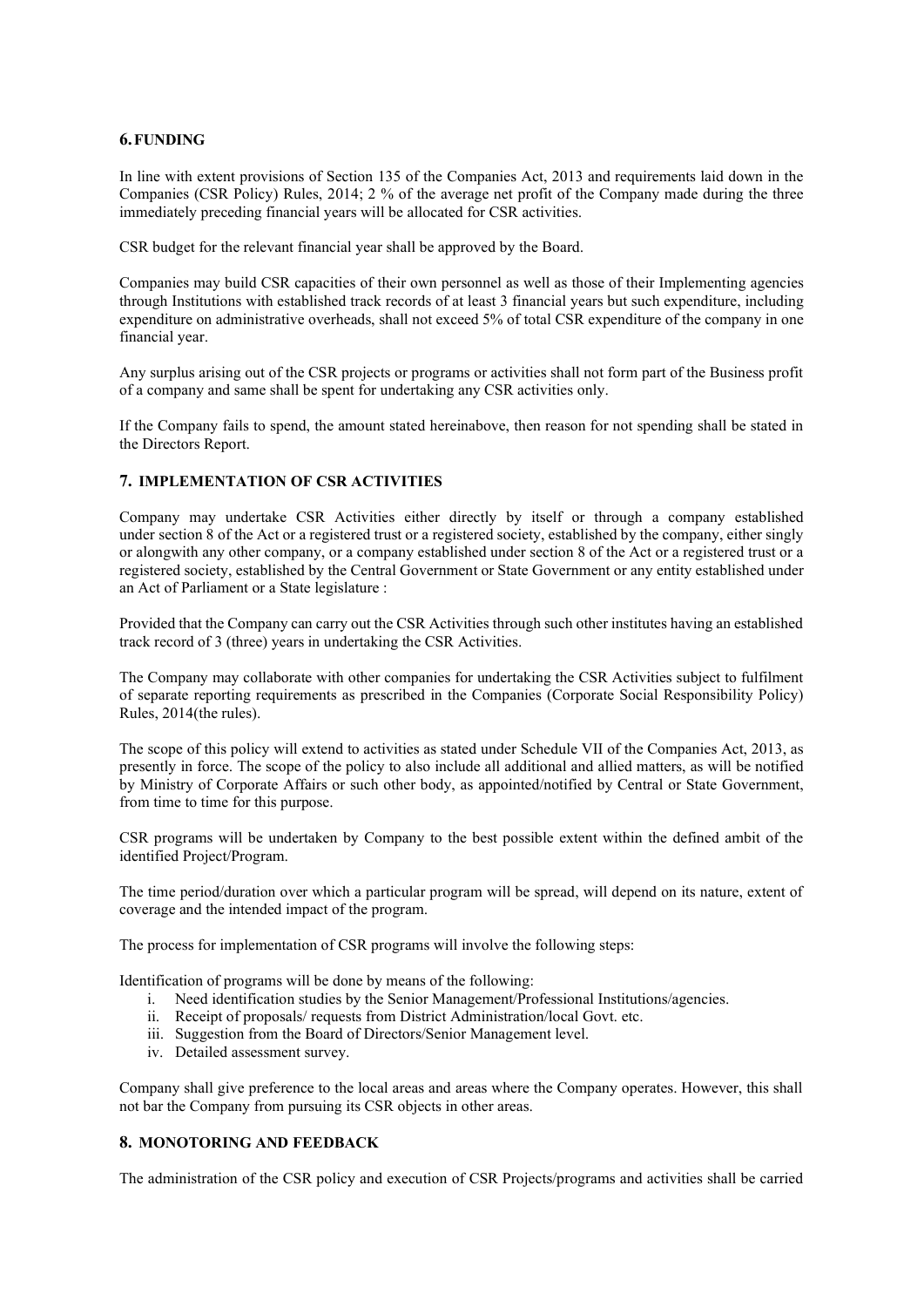## 6. FUNDING

In line with extent provisions of Section 135 of the Companies Act, 2013 and requirements laid down in the Companies (CSR Policy) Rules, 2014; 2 % of the average net profit of the Company made during the three immediately preceding financial years will be allocated for CSR activities.

CSR budget for the relevant financial year shall be approved by the Board.

Companies may build CSR capacities of their own personnel as well as those of their Implementing agencies through Institutions with established track records of at least 3 financial years but such expenditure, including expenditure on administrative overheads, shall not exceed 5% of total CSR expenditure of the company in one financial year.

Any surplus arising out of the CSR projects or programs or activities shall not form part of the Business profit of a company and same shall be spent for undertaking any CSR activities only.

If the Company fails to spend, the amount stated hereinabove, then reason for not spending shall be stated in the Directors Report.

## 7. IMPLEMENTATION OF CSR ACTIVITIES

Company may undertake CSR Activities either directly by itself or through a company established under section 8 of the Act or a registered trust or a registered society, established by the company, either singly or alongwith any other company, or a company established under section 8 of the Act or a registered trust or a registered society, established by the Central Government or State Government or any entity established under an Act of Parliament or a State legislature :

Provided that the Company can carry out the CSR Activities through such other institutes having an established track record of 3 (three) years in undertaking the CSR Activities.

The Company may collaborate with other companies for undertaking the CSR Activities subject to fulfilment of separate reporting requirements as prescribed in the Companies (Corporate Social Responsibility Policy) Rules, 2014(the rules).

The scope of this policy will extend to activities as stated under Schedule VII of the Companies Act, 2013, as presently in force. The scope of the policy to also include all additional and allied matters, as will be notified by Ministry of Corporate Affairs or such other body, as appointed/notified by Central or State Government, from time to time for this purpose.

CSR programs will be undertaken by Company to the best possible extent within the defined ambit of the identified Project/Program.

The time period/duration over which a particular program will be spread, will depend on its nature, extent of coverage and the intended impact of the program.

The process for implementation of CSR programs will involve the following steps:

Identification of programs will be done by means of the following:

i. Need identification studies by the Senior Management/Professional Institutions/agencies.
ii. Receipt of proposals/ requests from District Administration/local Govt. etc.
iii. Suggestion from the Board of Directors/Senior Management level.
iv. Detailed assessment survey.

Company shall give preference to the local areas and areas where the Company operates. However, this shall not bar the Company from pursuing its CSR objects in other areas.

## 8. MONOTORING AND FEEDBACK

The administration of the CSR policy and execution of CSR Projects/programs and activities shall be carried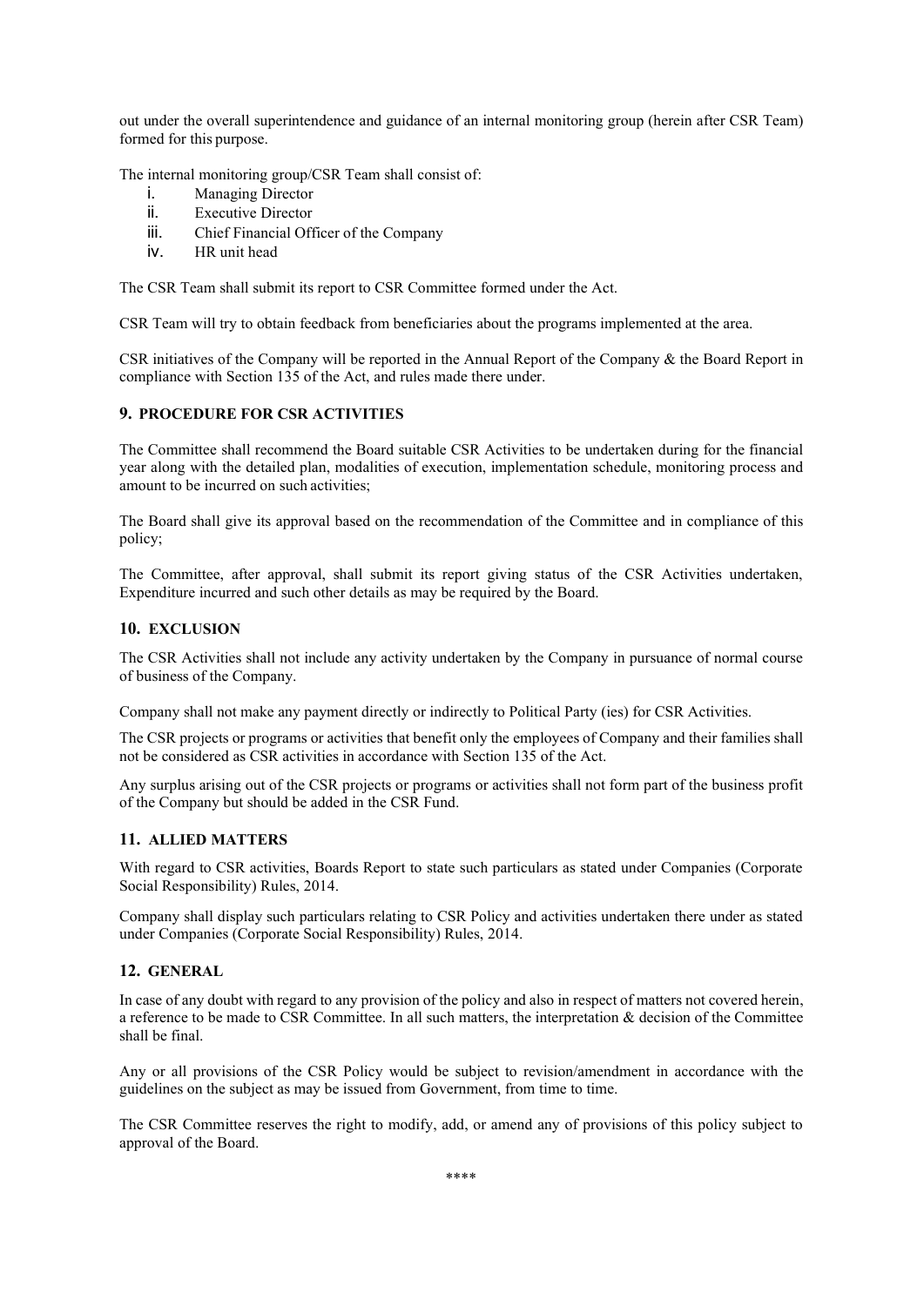out under the overall superintendence and guidance of an internal monitoring group (herein after CSR Team) formed for this purpose.

The internal monitoring group/CSR Team shall consist of:

i. Managing Director
ii. Executive Director
iii. Chief Financial Officer of the Company
iv. HR unit head

The CSR Team shall submit its report to CSR Committee formed under the Act.

CSR Team will try to obtain feedback from beneficiaries about the programs implemented at the area.

CSR initiatives of the Company will be reported in the Annual Report of the Company & the Board Report in compliance with Section 135 of the Act, and rules made there under.

## 9. PROCEDURE FOR CSR ACTIVITIES

The Committee shall recommend the Board suitable CSR Activities to be undertaken during for the financial year along with the detailed plan, modalities of execution, implementation schedule, monitoring process and amount to be incurred on such activities;

The Board shall give its approval based on the recommendation of the Committee and in compliance of this policy;

The Committee, after approval, shall submit its report giving status of the CSR Activities undertaken, Expenditure incurred and such other details as may be required by the Board.

## 10. EXCLUSION

The CSR Activities shall not include any activity undertaken by the Company in pursuance of normal course of business of the Company.

Company shall not make any payment directly or indirectly to Political Party (ies) for CSR Activities.

The CSR projects or programs or activities that benefit only the employees of Company and their families shall not be considered as CSR activities in accordance with Section 135 of the Act.

Any surplus arising out of the CSR projects or programs or activities shall not form part of the business profit of the Company but should be added in the CSR Fund.

## 11. ALLIED MATTERS

With regard to CSR activities, Boards Report to state such particulars as stated under Companies (Corporate Social Responsibility) Rules, 2014.

Company shall display such particulars relating to CSR Policy and activities undertaken there under as stated under Companies (Corporate Social Responsibility) Rules, 2014.

## 12. GENERAL

In case of any doubt with regard to any provision of the policy and also in respect of matters not covered herein, a reference to be made to CSR Committee. In all such matters, the interpretation & decision of the Committee shall be final.

Any or all provisions of the CSR Policy would be subject to revision/amendment in accordance with the guidelines on the subject as may be issued from Government, from time to time.

The CSR Committee reserves the right to modify, add, or amend any of provisions of this policy subject to approval of the Board.

****